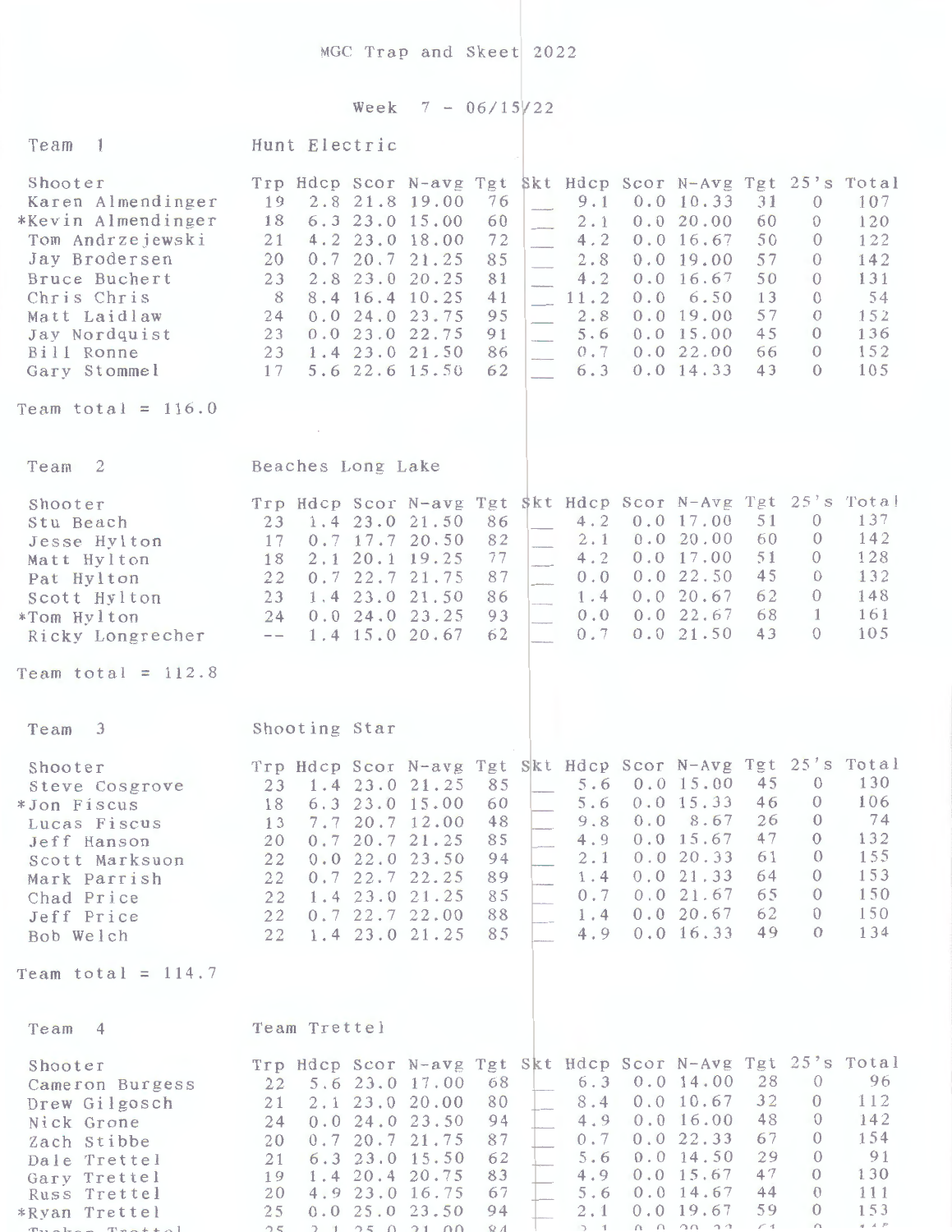# MGC Trap and Skeet 2022

## Week 7 - 06/15/22

### Team 1 — Hunt Electric

| Shooter | Trp | Hdcp | Scor | N-avg | Tgt | Skt | Hdcp | Scor | N-Avg | Tgt | 25's | Total |
|---|---|---|---|---|---|---|---|---|---|---|---|---|
| Karen Almendinger | 19 | 2.8 | 21.8 | 19.00 | 76 | ___ | 9.1 | 0.0 | 10.33 | 31 | 0 | 107 |
| *Kevin Almendinger | 18 | 6.3 | 23.0 | 15.00 | 60 | ___ | 2.1 | 0.0 | 20.00 | 60 | 0 | 120 |
| Tom Andrzejewski | 21 | 4.2 | 23.0 | 18.00 | 72 | ___ | 4.2 | 0.0 | 16.67 | 50 | 0 | 122 |
| Jay Brodersen | 20 | 0.7 | 20.7 | 21.25 | 85 | ___ | 2.8 | 0.0 | 19.00 | 57 | 0 | 142 |
| Bruce Buchert | 23 | 2.8 | 23.0 | 20.25 | 81 | ___ | 4.2 | 0.0 | 16.67 | 50 | 0 | 131 |
| Chris Chris | 8 | 8.4 | 16.4 | 10.25 | 41 | ___ | 11.2 | 0.0 | 6.50 | 13 | 0 | 54 |
| Matt Laidlaw | 24 | 0.0 | 24.0 | 23.75 | 95 | ___ | 2.8 | 0.0 | 19.00 | 57 | 0 | 152 |
| Jay Nordquist | 23 | 0.0 | 23.0 | 22.75 | 91 | ___ | 5.6 | 0.0 | 15.00 | 45 | 0 | 136 |
| Bill Ronne | 23 | 1.4 | 23.0 | 21.50 | 86 | ___ | 0.7 | 0.0 | 22.00 | 66 | 0 | 152 |
| Gary Stommel | 17 | 5.6 | 22.6 | 15.50 | 62 | ___ | 6.3 | 0.0 | 14.33 | 43 | 0 | 105 |

Team total = 116.0

### Team 2 — Beaches Long Lake

| Shooter | Trp | Hdcp | Scor | N-avg | Tgt | Skt | Hdcp | Scor | N-Avg | Tgt | 25's | Total |
|---|---|---|---|---|---|---|---|---|---|---|---|---|
| Stu Beach | 23 | 1.4 | 23.0 | 21.50 | 86 | ___ | 4.2 | 0.0 | 17.00 | 51 | 0 | 137 |
| Jesse Hylton | 17 | 0.7 | 17.7 | 20.50 | 82 | ___ | 2.1 | 0.0 | 20.00 | 60 | 0 | 142 |
| Matt Hylton | 18 | 2.1 | 20.1 | 19.25 | 77 | ___ | 4.2 | 0.0 | 17.00 | 51 | 0 | 128 |
| Pat Hylton | 22 | 0.7 | 22.7 | 21.75 | 87 | ___ | 0.0 | 0.0 | 22.50 | 45 | 0 | 132 |
| Scott Hylton | 23 | 1.4 | 23.0 | 21.50 | 86 | ___ | 1.4 | 0.0 | 20.67 | 62 | 0 | 148 |
| *Tom Hylton | 24 | 0.0 | 24.0 | 23.25 | 93 | ___ | 0.0 | 0.0 | 22.67 | 68 | 1 | 161 |
| Ricky Longrecher | -- | 1.4 | 15.0 | 20.67 | 62 | ___ | 0.7 | 0.0 | 21.50 | 43 | 0 | 105 |

Team total = 112.8

### Team 3 — Shooting Star

| Shooter | Trp | Hdcp | Scor | N-avg | Tgt | Skt | Hdcp | Scor | N-Avg | Tgt | 25's | Total |
|---|---|---|---|---|---|---|---|---|---|---|---|---|
| Steve Cosgrove | 23 | 1.4 | 23.0 | 21.25 | 85 | ___ | 5.6 | 0.0 | 15.00 | 45 | 0 | 130 |
| *Jon Fiscus | 18 | 6.3 | 23.0 | 15.00 | 60 | ___ | 5.6 | 0.0 | 15.33 | 46 | 0 | 106 |
| Lucas Fiscus | 13 | 7.7 | 20.7 | 12.00 | 48 | ___ | 9.8 | 0.0 | 8.67 | 26 | 0 | 74 |
| Jeff Hanson | 20 | 0.7 | 20.7 | 21.25 | 85 | ___ | 4.9 | 0.0 | 15.67 | 47 | 0 | 132 |
| Scott Marksuon | 22 | 0.0 | 22.0 | 23.50 | 94 | ___ | 2.1 | 0.0 | 20.33 | 61 | 0 | 155 |
| Mark Parrish | 22 | 0.7 | 22.7 | 22.25 | 89 | ___ | 1.4 | 0.0 | 21.33 | 64 | 0 | 153 |
| Chad Price | 22 | 1.4 | 23.0 | 21.25 | 85 | ___ | 0.7 | 0.0 | 21.67 | 65 | 0 | 150 |
| Jeff Price | 22 | 0.7 | 22.7 | 22.00 | 88 | ___ | 1.4 | 0.0 | 20.67 | 62 | 0 | 150 |
| Bob Welch | 22 | 1.4 | 23.0 | 21.25 | 85 | ___ | 4.9 | 0.0 | 16.33 | 49 | 0 | 134 |

Team total = 114.7

### Team 4 — Team Trettel

| Shooter | Trp | Hdcp | Scor | N-avg | Tgt | Skt | Hdcp | Scor | N-Avg | Tgt | 25's | Total |
|---|---|---|---|---|---|---|---|---|---|---|---|---|
| Cameron Burgess | 22 | 5.6 | 23.0 | 17.00 | 68 | ___ | 6.3 | 0.0 | 14.00 | 28 | 0 | 96 |
| Drew Gilgosch | 21 | 2.1 | 23.0 | 20.00 | 80 | ___ | 8.4 | 0.0 | 10.67 | 32 | 0 | 112 |
| Nick Grone | 24 | 0.0 | 24.0 | 23.50 | 94 | ___ | 4.9 | 0.0 | 16.00 | 48 | 0 | 142 |
| Zach Stibbe | 20 | 0.7 | 20.7 | 21.75 | 87 | ___ | 0.7 | 0.0 | 22.33 | 67 | 0 | 154 |
| Dale Trettel | 21 | 6.3 | 23.0 | 15.50 | 62 | ___ | 5.6 | 0.0 | 14.50 | 29 | 0 | 91 |
| Gary Trettel | 19 | 1.4 | 20.4 | 20.75 | 83 | ___ | 4.9 | 0.0 | 15.67 | 47 | 0 | 130 |
| Russ Trettel | 20 | 4.9 | 23.0 | 16.75 | 67 | ___ | 5.6 | 0.0 | 14.67 | 44 | 0 | 111 |
| *Ryan Trettel | 25 | 0.0 | 25.0 | 23.50 | 94 | ___ | 2.1 | 0.0 | 19.67 | 59 | 0 | 153 |
| Tucker Trettel | 25 | 2.1 | 25.0 | 21.00 | 84 | ___ | 2.1 | 0.0 | 20.33 | 61 | 0 | 145 |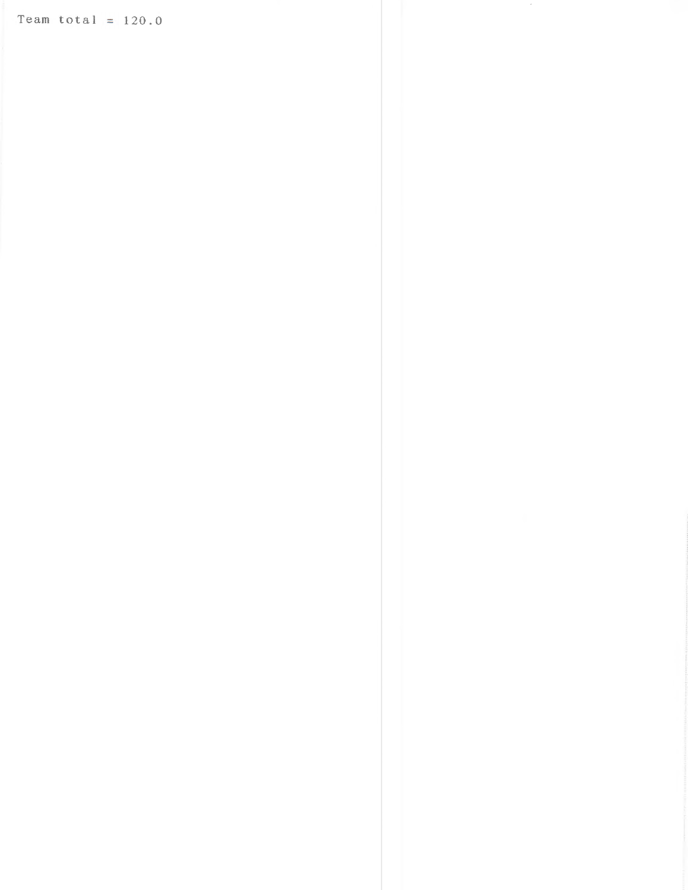Team total = 120.0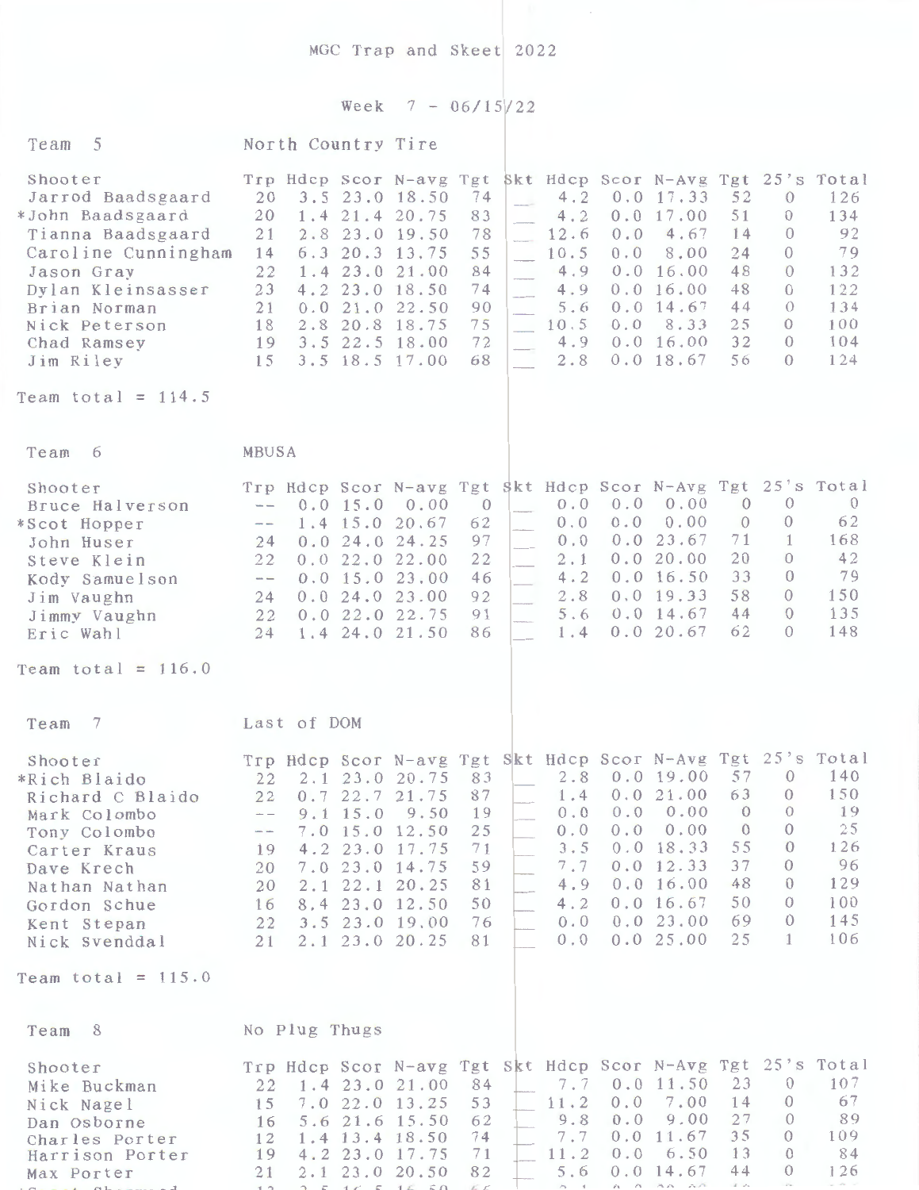# MGC Trap and Skeet 2022

## Week 7 - 06/15/22

### Team 5 North Country Tire

| Shooter | Trp | Hdcp | Scor | N-avg | Tgt | Skt | Hdcp | Scor | N-Avg | Tgt | 25's | Total |
|---|---|---|---|---|---|---|---|---|---|---|---|---|
| Jarrod Baadsgaard | 20 | 3.5 | 23.0 | 18.50 | 74 | ___ | 4.2 | 0.0 | 17.33 | 52 | 0 | 126 |
| *John Baadsgaard | 20 | 1.4 | 21.4 | 20.75 | 83 | ___ | 4.2 | 0.0 | 17.00 | 51 | 0 | 134 |
| Tianna Baadsgaard | 21 | 2.8 | 23.0 | 19.50 | 78 | ___ | 12.6 | 0.0 | 4.67 | 14 | 0 | 92 |
| Caroline Cunningham | 14 | 6.3 | 20.3 | 13.75 | 55 | ___ | 10.5 | 0.0 | 8.00 | 24 | 0 | 79 |
| Jason Gray | 22 | 1.4 | 23.0 | 21.00 | 84 | ___ | 4.9 | 0.0 | 16.00 | 48 | 0 | 132 |
| Dylan Kleinsasser | 23 | 4.2 | 23.0 | 18.50 | 74 | ___ | 4.9 | 0.0 | 16.00 | 48 | 0 | 122 |
| Brian Norman | 21 | 0.0 | 21.0 | 22.50 | 90 | ___ | 5.6 | 0.0 | 14.67 | 44 | 0 | 134 |
| Nick Peterson | 18 | 2.8 | 20.8 | 18.75 | 75 | ___ | 10.5 | 0.0 | 8.33 | 25 | 0 | 100 |
| Chad Ramsey | 19 | 3.5 | 22.5 | 18.00 | 72 | ___ | 4.9 | 0.0 | 16.00 | 32 | 0 | 104 |
| Jim Riley | 15 | 3.5 | 18.5 | 17.00 | 68 | ___ | 2.8 | 0.0 | 18.67 | 56 | 0 | 124 |

Team total = 114.5

### Team 6 MBUSA

| Shooter | Trp | Hdcp | Scor | N-avg | Tgt | Skt | Hdcp | Scor | N-Avg | Tgt | 25's | Total |
|---|---|---|---|---|---|---|---|---|---|---|---|---|
| Bruce Halverson | -- | 0.0 | 15.0 | 0.00 | 0 | ___ | 0.0 | 0.0 | 0.00 | 0 | 0 | 0 |
| *Scot Hopper | -- | 1.4 | 15.0 | 20.67 | 62 | ___ | 0.0 | 0.0 | 0.00 | 0 | 0 | 62 |
| John Huser | 24 | 0.0 | 24.0 | 24.25 | 97 | ___ | 0.0 | 0.0 | 23.67 | 71 | 1 | 168 |
| Steve Klein | 22 | 0.0 | 22.0 | 22.00 | 22 | ___ | 2.1 | 0.0 | 20.00 | 20 | 0 | 42 |
| Kody Samuelson | -- | 0.0 | 15.0 | 23.00 | 46 | ___ | 4.2 | 0.0 | 16.50 | 33 | 0 | 79 |
| Jim Vaughn | 24 | 0.0 | 24.0 | 23.00 | 92 | ___ | 2.8 | 0.0 | 19.33 | 58 | 0 | 150 |
| Jimmy Vaughn | 22 | 0.0 | 22.0 | 22.75 | 91 | ___ | 5.6 | 0.0 | 14.67 | 44 | 0 | 135 |
| Eric Wahl | 24 | 1.4 | 24.0 | 21.50 | 86 | ___ | 1.4 | 0.0 | 20.67 | 62 | 0 | 148 |

Team total = 116.0

### Team 7 Last of DOM

| Shooter | Trp | Hdcp | Scor | N-avg | Tgt | Skt | Hdcp | Scor | N-Avg | Tgt | 25's | Total |
|---|---|---|---|---|---|---|---|---|---|---|---|---|
| *Rich Blaido | 22 | 2.1 | 23.0 | 20.75 | 83 | ___ | 2.8 | 0.0 | 19.00 | 57 | 0 | 140 |
| Richard C Blaido | 22 | 0.7 | 22.7 | 21.75 | 87 | ___ | 1.4 | 0.0 | 21.00 | 63 | 0 | 150 |
| Mark Colombo | -- | 9.1 | 15.0 | 9.50 | 19 | ___ | 0.0 | 0.0 | 0.00 | 0 | 0 | 19 |
| Tony Colombo | -- | 7.0 | 15.0 | 12.50 | 25 | ___ | 0.0 | 0.0 | 0.00 | 0 | 0 | 25 |
| Carter Kraus | 19 | 4.2 | 23.0 | 17.75 | 71 | ___ | 3.5 | 0.0 | 18.33 | 55 | 0 | 126 |
| Dave Krech | 20 | 7.0 | 23.0 | 14.75 | 59 | ___ | 7.7 | 0.0 | 12.33 | 37 | 0 | 96 |
| Nathan Nathan | 20 | 2.1 | 22.1 | 20.25 | 81 | ___ | 4.9 | 0.0 | 16.00 | 48 | 0 | 129 |
| Gordon Schue | 16 | 8.4 | 23.0 | 12.50 | 50 | ___ | 4.2 | 0.0 | 16.67 | 50 | 0 | 100 |
| Kent Stepan | 22 | 3.5 | 23.0 | 19.00 | 76 | ___ | 0.0 | 0.0 | 23.00 | 69 | 0 | 145 |
| Nick Svenddal | 21 | 2.1 | 23.0 | 20.25 | 81 | ___ | 0.0 | 0.0 | 25.00 | 25 | 1 | 106 |

Team total = 115.0

### Team 8 No Plug Thugs

| Shooter | Trp | Hdcp | Scor | N-avg | Tgt | Skt | Hdcp | Scor | N-Avg | Tgt | 25's | Total |
|---|---|---|---|---|---|---|---|---|---|---|---|---|
| Mike Buckman | 22 | 1.4 | 23.0 | 21.00 | 84 | ___ | 7.7 | 0.0 | 11.50 | 23 | 0 | 107 |
| Nick Nagel | 15 | 7.0 | 22.0 | 13.25 | 53 | ___ | 11.2 | 0.0 | 7.00 | 14 | 0 | 67 |
| Dan Osborne | 16 | 5.6 | 21.6 | 15.50 | 62 | ___ | 9.8 | 0.0 | 9.00 | 27 | 0 | 89 |
| Charles Porter | 12 | 1.4 | 13.4 | 18.50 | 74 | ___ | 7.7 | 0.0 | 11.67 | 35 | 0 | 109 |
| Harrison Porter | 19 | 4.2 | 23.0 | 17.75 | 71 | ___ | 11.2 | 0.0 | 6.50 | 13 | 0 | 84 |
| Max Porter | 21 | 2.1 | 23.0 | 20.50 | 82 | ___ | 5.6 | 0.0 | 14.67 | 44 | 0 | 126 |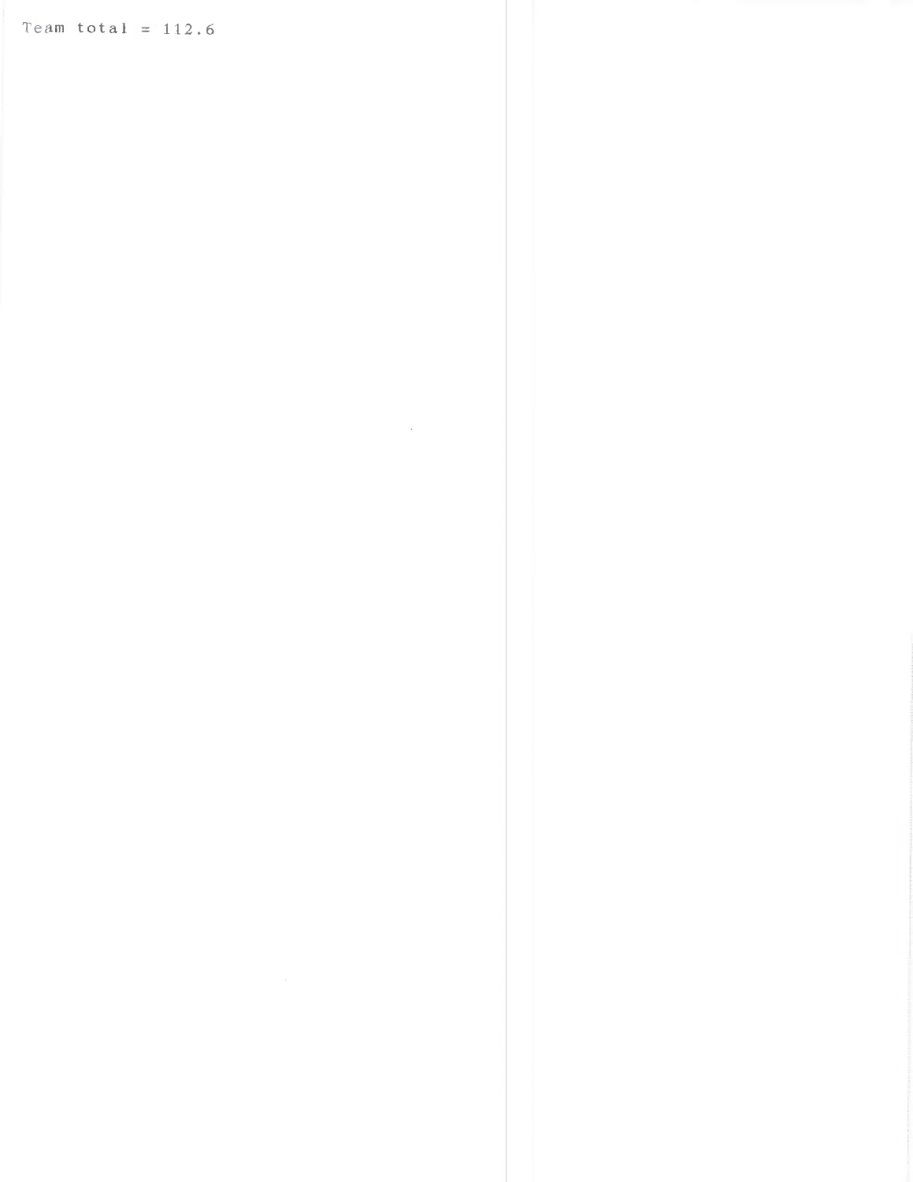Team total = 112.6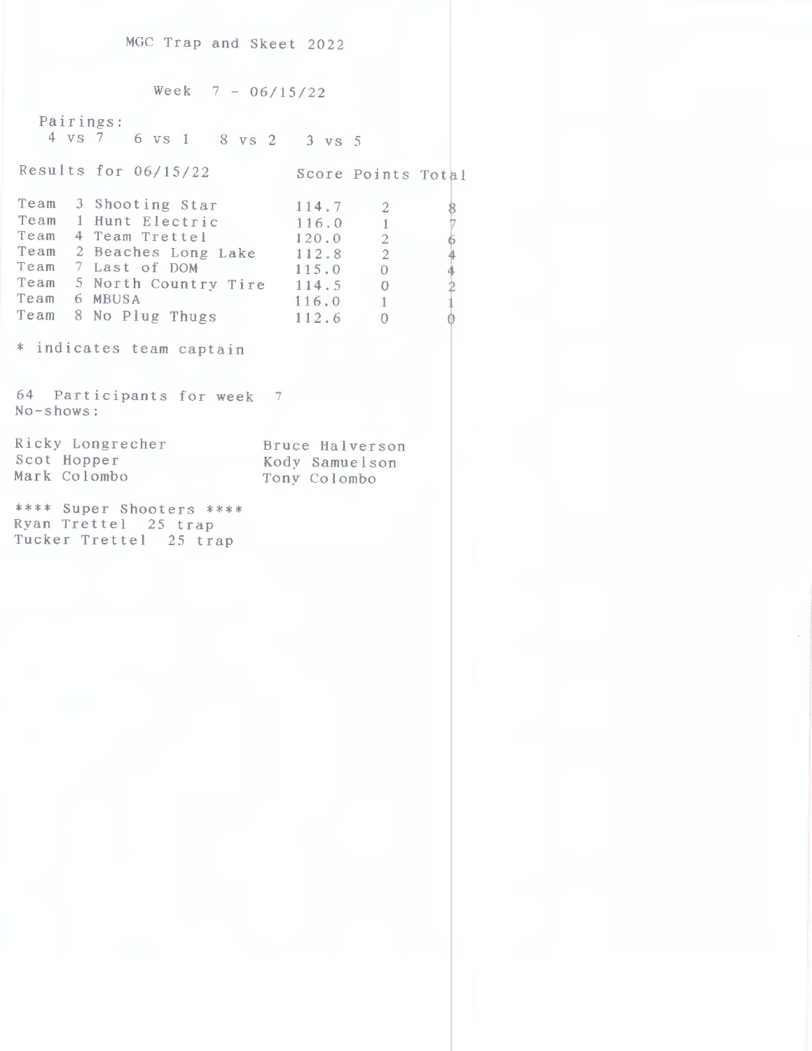# MGC Trap and Skeet 2022

## Week 7 - 06/15/22

Pairings:

4 vs 7  6 vs 1  8 vs 2  3 vs 5

| Results for 06/15/22 | Score | Points | Total |
|---|---|---|---|
| Team 3 Shooting Star | 114.7 | 2 | 8 |
| Team 1 Hunt Electric | 116.0 | 1 | 7 |
| Team 4 Team Trettel | 120.0 | 2 | 6 |
| Team 2 Beaches Long Lake | 112.8 | 2 | 4 |
| Team 7 Last of DOM | 115.0 | 0 | 4 |
| Team 5 North Country Tire | 114.5 | 0 | 2 |
| Team 6 MBUSA | 116.0 | 1 | 1 |
| Team 8 No Plug Thugs | 112.6 | 0 | 0 |

* indicates team captain

64 Participants for week 7

No-shows:

| | |
|---|---|
| Ricky Longrecher | Bruce Halverson |
| Scot Hopper | Kody Samuelson |
| Mark Colombo | Tony Colombo |

**** Super Shooters ****

Ryan Trettel 25 trap

Tucker Trettel 25 trap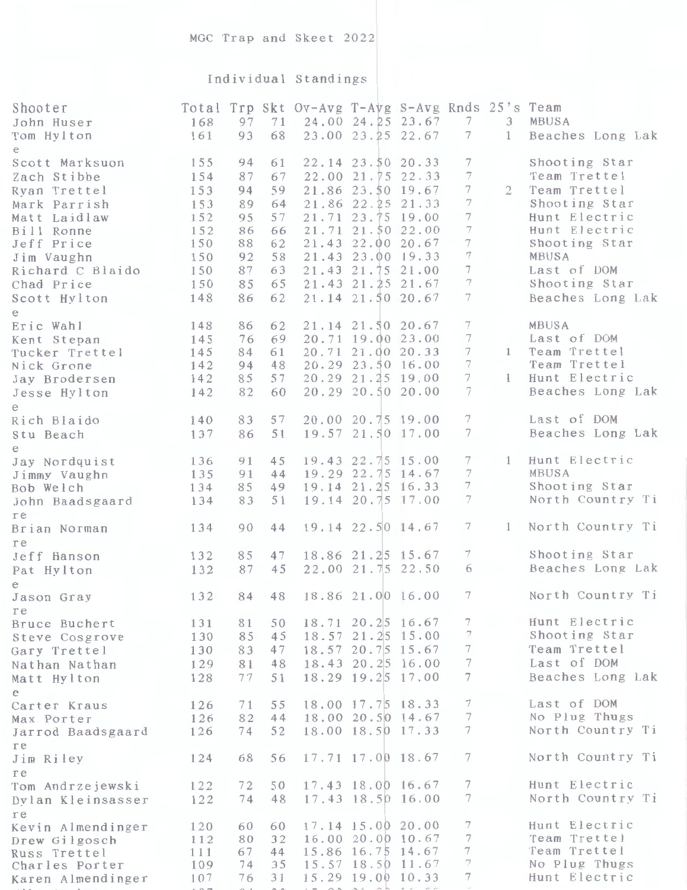MGC Trap and Skeet 2022

Individual Standings

| Shooter | Total | Trp | Skt | Ov-Avg | T-Avg | S-Avg | Rnds | 25's | Team |
|---|---|---|---|---|---|---|---|---|---|
| John Huser | 168 | 97 | 71 | 24.00 | 24.25 | 23.67 | 7 | 3 | MBUSA |
| Tom Hylton | 161 | 93 | 68 | 23.00 | 23.25 | 22.67 | 7 | 1 | Beaches Long Lake |
| Scott Marksuon | 155 | 94 | 61 | 22.14 | 23.50 | 20.33 | 7 | | Shooting Star |
| Zach Stibbe | 154 | 87 | 67 | 22.00 | 21.75 | 22.33 | 7 | | Team Trettel |
| Ryan Trettel | 153 | 94 | 59 | 21.86 | 23.50 | 19.67 | 7 | 2 | Team Trettel |
| Mark Parrish | 153 | 89 | 64 | 21.86 | 22.25 | 21.33 | 7 | | Shooting Star |
| Matt Laidlaw | 152 | 95 | 57 | 21.71 | 23.75 | 19.00 | 7 | | Hunt Electric |
| Bill Ronne | 152 | 86 | 66 | 21.71 | 21.50 | 22.00 | 7 | | Hunt Electric |
| Jeff Price | 150 | 88 | 62 | 21.43 | 22.00 | 20.67 | 7 | | Shooting Star |
| Jim Vaughn | 150 | 92 | 58 | 21.43 | 23.00 | 19.33 | 7 | | MBUSA |
| Richard C Blaido | 150 | 87 | 63 | 21.43 | 21.75 | 21.00 | 7 | | Last of DOM |
| Chad Price | 150 | 85 | 65 | 21.43 | 21.25 | 21.67 | 7 | | Shooting Star |
| Scott Hylton | 148 | 86 | 62 | 21.14 | 21.50 | 20.67 | 7 | | Beaches Long Lake |
| Eric Wahl | 148 | 86 | 62 | 21.14 | 21.50 | 20.67 | 7 | | MBUSA |
| Kent Stepan | 145 | 76 | 69 | 20.71 | 19.00 | 23.00 | 7 | | Last of DOM |
| Tucker Trettel | 145 | 84 | 61 | 20.71 | 21.00 | 20.33 | 7 | 1 | Team Trettel |
| Nick Grone | 142 | 94 | 48 | 20.29 | 23.50 | 16.00 | 7 | | Team Trettel |
| Jay Brodersen | 142 | 85 | 57 | 20.29 | 21.25 | 19.00 | 7 | 1 | Hunt Electric |
| Jesse Hylton | 142 | 82 | 60 | 20.29 | 20.50 | 20.00 | 7 | | Beaches Long Lake |
| Rich Blaido | 140 | 83 | 57 | 20.00 | 20.75 | 19.00 | 7 | | Last of DOM |
| Stu Beach | 137 | 86 | 51 | 19.57 | 21.50 | 17.00 | 7 | | Beaches Long Lake |
| Jay Nordquist | 136 | 91 | 45 | 19.43 | 22.75 | 15.00 | 7 | 1 | Hunt Electric |
| Jimmy Vaughn | 135 | 91 | 44 | 19.29 | 22.75 | 14.67 | 7 | | MBUSA |
| Bob Welch | 134 | 85 | 49 | 19.14 | 21.25 | 16.33 | 7 | | Shooting Star |
| John Baadsgaard | 134 | 83 | 51 | 19.14 | 20.75 | 17.00 | 7 | | North Country Tire |
| Brian Norman | 134 | 90 | 44 | 19.14 | 22.50 | 14.67 | 7 | 1 | North Country Tire |
| Jeff Hanson | 132 | 85 | 47 | 18.86 | 21.25 | 15.67 | 7 | | Shooting Star |
| Pat Hylton | 132 | 87 | 45 | 22.00 | 21.75 | 22.50 | 6 | | Beaches Long Lake |
| Jason Gray | 132 | 84 | 48 | 18.86 | 21.00 | 16.00 | 7 | | North Country Tire |
| Bruce Buchert | 131 | 81 | 50 | 18.71 | 20.25 | 16.67 | 7 | | Hunt Electric |
| Steve Cosgrove | 130 | 85 | 45 | 18.57 | 21.25 | 15.00 | 7 | | Shooting Star |
| Gary Trettel | 130 | 83 | 47 | 18.57 | 20.75 | 15.67 | 7 | | Team Trettel |
| Nathan Nathan | 129 | 81 | 48 | 18.43 | 20.25 | 16.00 | 7 | | Last of DOM |
| Matt Hylton | 128 | 77 | 51 | 18.29 | 19.25 | 17.00 | 7 | | Beaches Long Lake |
| Carter Kraus | 126 | 71 | 55 | 18.00 | 17.75 | 18.33 | 7 | | Last of DOM |
| Max Porter | 126 | 82 | 44 | 18.00 | 20.50 | 14.67 | 7 | | No Plug Thugs |
| Jarrod Baadsgaard | 126 | 74 | 52 | 18.00 | 18.50 | 17.33 | 7 | | North Country Tire |
| Jim Riley | 124 | 68 | 56 | 17.71 | 17.00 | 18.67 | 7 | | North Country Tire |
| Tom Andrzejewski | 122 | 72 | 50 | 17.43 | 18.00 | 16.67 | 7 | | Hunt Electric |
| Dylan Kleinsasser | 122 | 74 | 48 | 17.43 | 18.50 | 16.00 | 7 | | North Country Tire |
| Kevin Almendinger | 120 | 60 | 60 | 17.14 | 15.00 | 20.00 | 7 | | Hunt Electric |
| Drew Gilgosch | 112 | 80 | 32 | 16.00 | 20.00 | 10.67 | 7 | | Team Trettel |
| Russ Trettel | 111 | 67 | 44 | 15.86 | 16.75 | 14.67 | 7 | | Team Trettel |
| Charles Porter | 109 | 74 | 35 | 15.57 | 18.50 | 11.67 | 7 | | No Plug Thugs |
| Karen Almendinger | 107 | 76 | 31 | 15.29 | 19.00 | 10.33 | 7 | | Hunt Electric |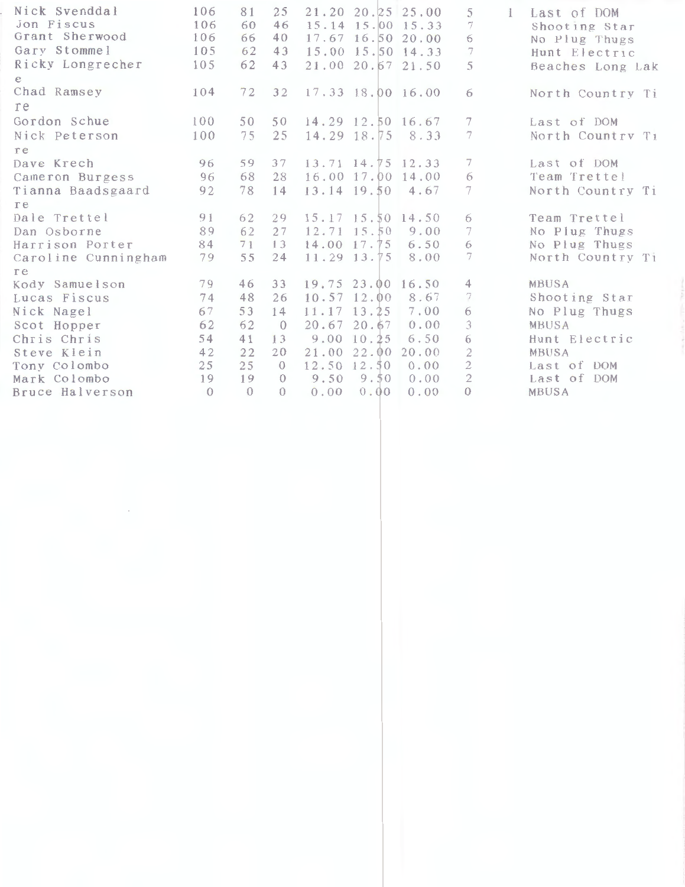| | | | | | | | | | |
|---|---|---|---|---|---|---|---|---|---|
| Nick Svenddal | 106 | 81 | 25 | 21.20 | 20.25 | 25.00 | 5 | 1 | Last of DOM |
| Jon Fiscus | 106 | 60 | 46 | 15.14 | 15.00 | 15.33 | 7 | | Shooting Star |
| Grant Sherwood | 106 | 66 | 40 | 17.67 | 16.50 | 20.00 | 6 | | No Plug Thugs |
| Gary Stommel | 105 | 62 | 43 | 15.00 | 15.50 | 14.33 | 7 | | Hunt Electric |
| Ricky Longrechere | 105 | 62 | 43 | 21.00 | 20.67 | 21.50 | 5 | | Beaches Long Lak |
| Chad Ramsey | 104 | 72 | 32 | 17.33 | 18.00 | 16.00 | 6 | | North Country Tire |
| Gordon Schue | 100 | 50 | 50 | 14.29 | 12.50 | 16.67 | 7 | | Last of DOM |
| Nick Peterson | 100 | 75 | 25 | 14.29 | 18.75 | 8.33 | 7 | | North Country Tire |
| Dave Krech | 96 | 59 | 37 | 13.71 | 14.75 | 12.33 | 7 | | Last of DOM |
| Cameron Burgess | 96 | 68 | 28 | 16.00 | 17.00 | 14.00 | 6 | | Team Trettel |
| Tianna Baadsgaard | 92 | 78 | 14 | 13.14 | 19.50 | 4.67 | 7 | | North Country Tire |
| Dale Trettel | 91 | 62 | 29 | 15.17 | 15.50 | 14.50 | 6 | | Team Trettel |
| Dan Osborne | 89 | 62 | 27 | 12.71 | 15.50 | 9.00 | 7 | | No Plug Thugs |
| Harrison Porter | 84 | 71 | 13 | 14.00 | 17.75 | 6.50 | 6 | | No Plug Thugs |
| Caroline Cunningham | 79 | 55 | 24 | 11.29 | 13.75 | 8.00 | 7 | | North Country Tire |
| Kody Samuelson | 79 | 46 | 33 | 19.75 | 23.00 | 16.50 | 4 | | MBUSA |
| Lucas Fiscus | 74 | 48 | 26 | 10.57 | 12.00 | 8.67 | 7 | | Shooting Star |
| Nick Nagel | 67 | 53 | 14 | 11.17 | 13.25 | 7.00 | 6 | | No Plug Thugs |
| Scot Hopper | 62 | 62 | 0 | 20.67 | 20.67 | 0.00 | 3 | | MBUSA |
| Chris Chris | 54 | 41 | 13 | 9.00 | 10.25 | 6.50 | 6 | | Hunt Electric |
| Steve Klein | 42 | 22 | 20 | 21.00 | 22.00 | 20.00 | 2 | | MBUSA |
| Tony Colombo | 25 | 25 | 0 | 12.50 | 12.50 | 0.00 | 2 | | Last of DOM |
| Mark Colombo | 19 | 19 | 0 | 9.50 | 9.50 | 0.00 | 2 | | Last of DOM |
| Bruce Halverson | 0 | 0 | 0 | 0.00 | 0.00 | 0.00 | 0 | | MBUSA |